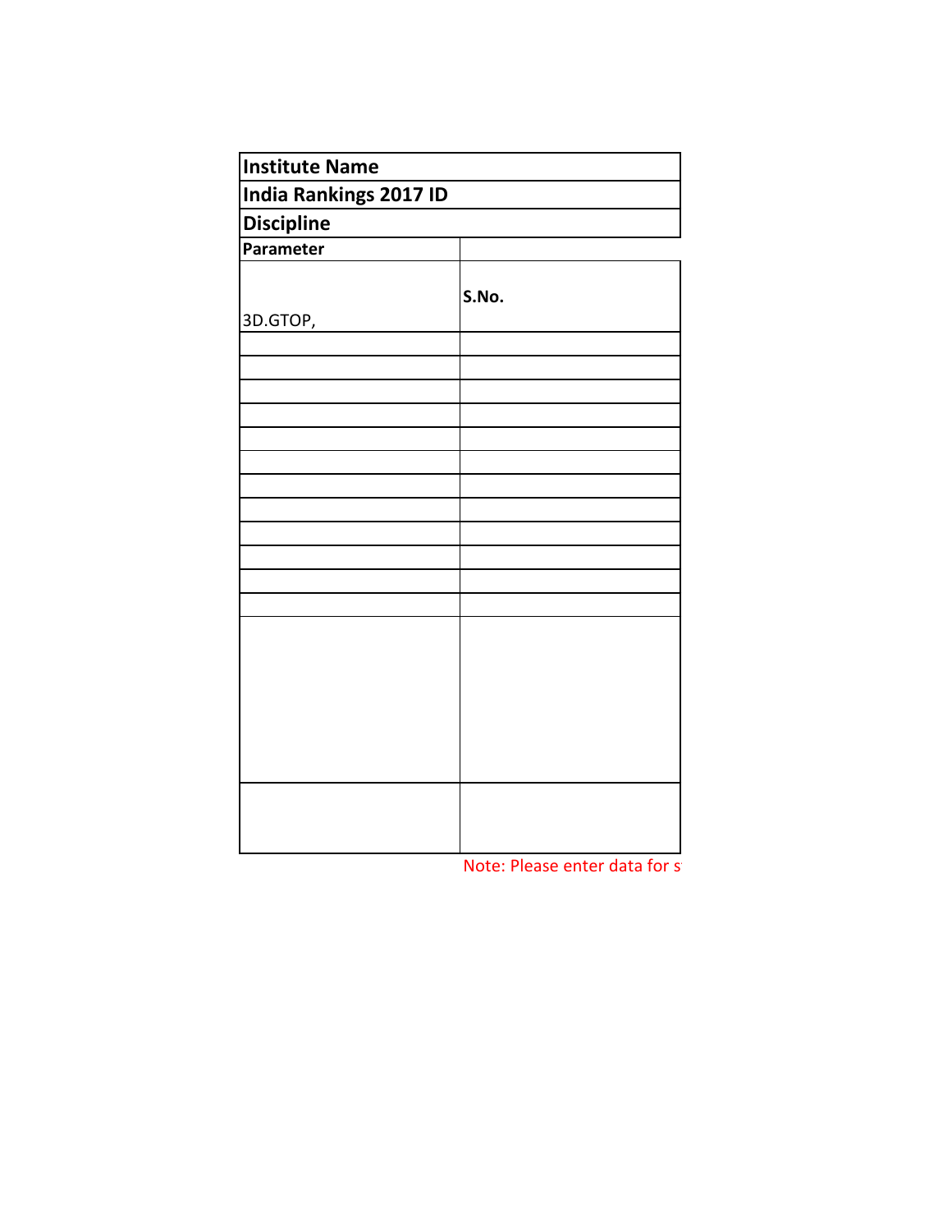| | |
|---|---|
| **Institute Name** | |
| **India Rankings 2017 ID** | |
| **Discipline** | |
| **Parameter** | |
| 3D.GTOP, | **S.No.** |
| | |
| | |
| | |
| | |
| | |
| | |
| | |
| | |
| | |
| | |
| | |
| | |
| | |
| | |

Note: Please enter data for s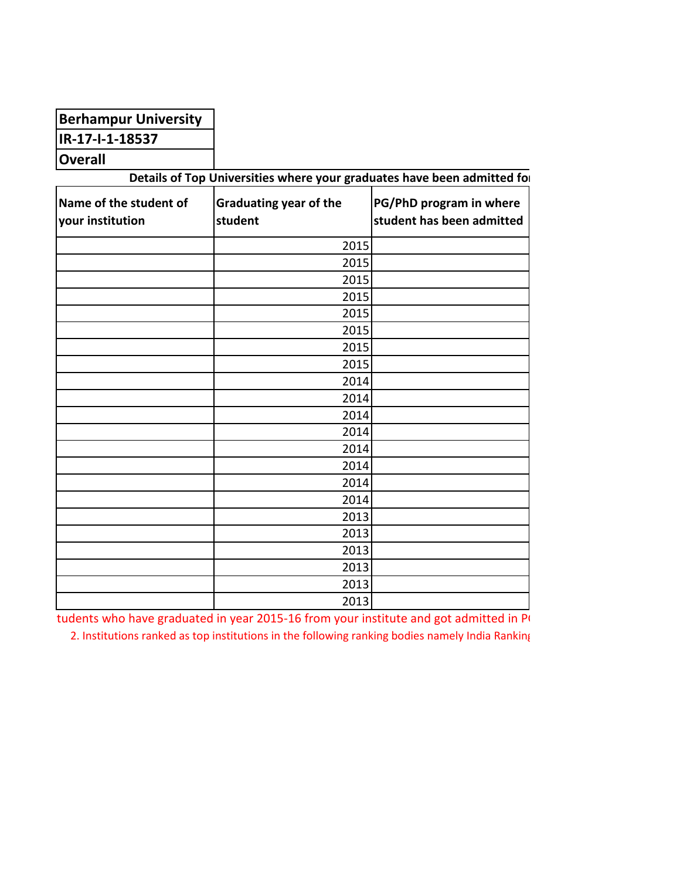| Berhampur University |
|---|
| IR-17-I-1-18537 |
| Overall |

Details of Top Universities where your graduates have been admitted fo

| Name of the student of your institution | Graduating year of the student | PG/PhD program in where student has been admitted |
|---|---|---|
| | 2015 | |
| | 2015 | |
| | 2015 | |
| | 2015 | |
| | 2015 | |
| | 2015 | |
| | 2015 | |
| | 2015 | |
| | 2014 | |
| | 2014 | |
| | 2014 | |
| | 2014 | |
| | 2014 | |
| | 2014 | |
| | 2014 | |
| | 2014 | |
| | 2013 | |
| | 2013 | |
| | 2013 | |
| | 2013 | |
| | 2013 | |
| | 2013 | |

tudents who have graduated in year 2015-16 from your institute and got admitted in P

2. Institutions ranked as top institutions in the following ranking bodies namely India Ranking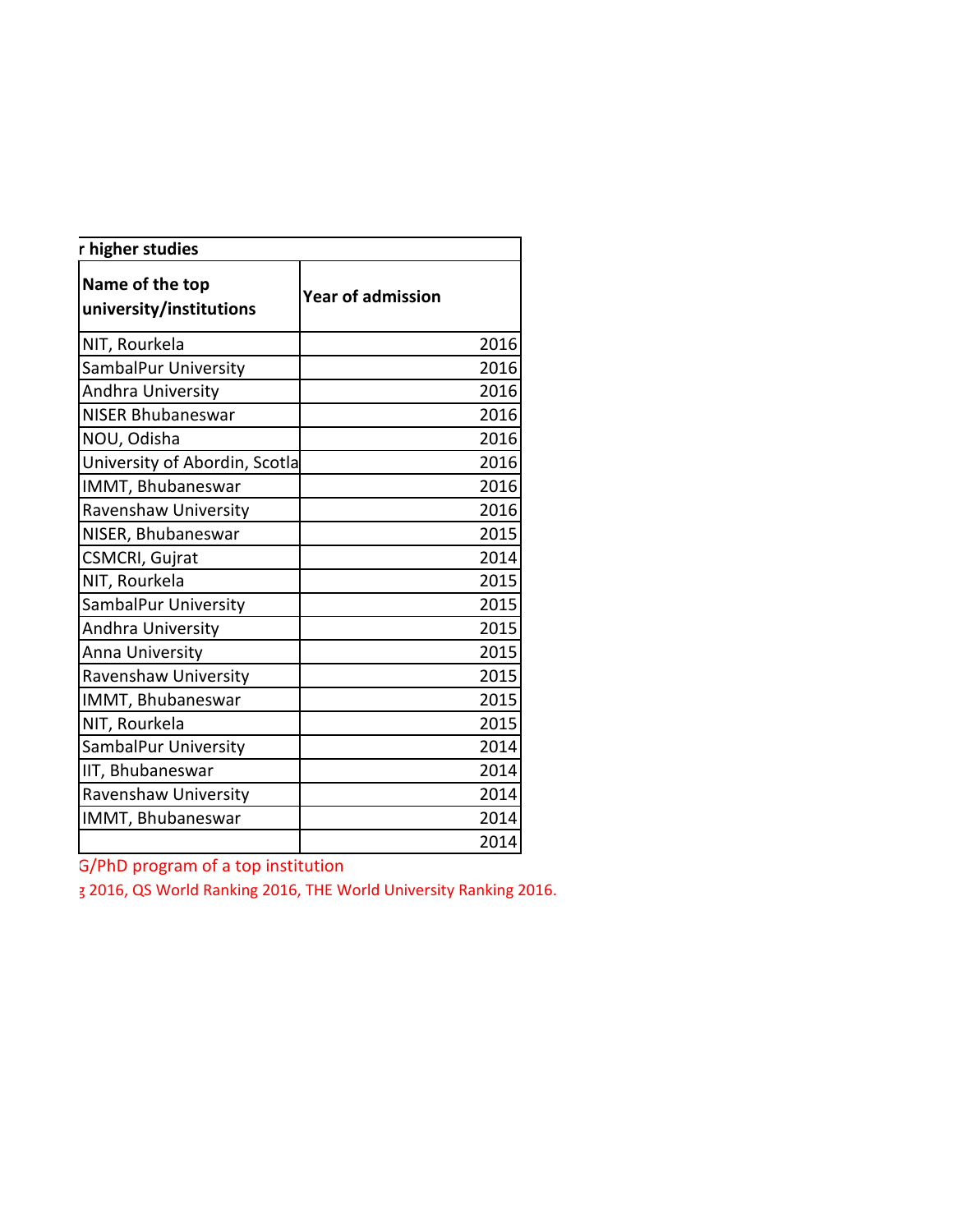| r higher studies | |
|---|---|
| **Name of the top university/institutions** | **Year of admission** |
| NIT, Rourkela | 2016 |
| SambalPur University | 2016 |
| Andhra University | 2016 |
| NISER Bhubaneswar | 2016 |
| NOU, Odisha | 2016 |
| University of Abordin, Scotla | 2016 |
| IMMT, Bhubaneswar | 2016 |
| Ravenshaw University | 2016 |
| NISER, Bhubaneswar | 2015 |
| CSMCRI, Gujrat | 2014 |
| NIT, Rourkela | 2015 |
| SambalPur University | 2015 |
| Andhra University | 2015 |
| Anna University | 2015 |
| Ravenshaw University | 2015 |
| IMMT, Bhubaneswar | 2015 |
| NIT, Rourkela | 2015 |
| SambalPur University | 2014 |
| IIT, Bhubaneswar | 2014 |
| Ravenshaw University | 2014 |
| IMMT, Bhubaneswar | 2014 |
| | 2014 |

G/PhD program of a top institution

g 2016, QS World Ranking 2016, THE World University Ranking 2016.